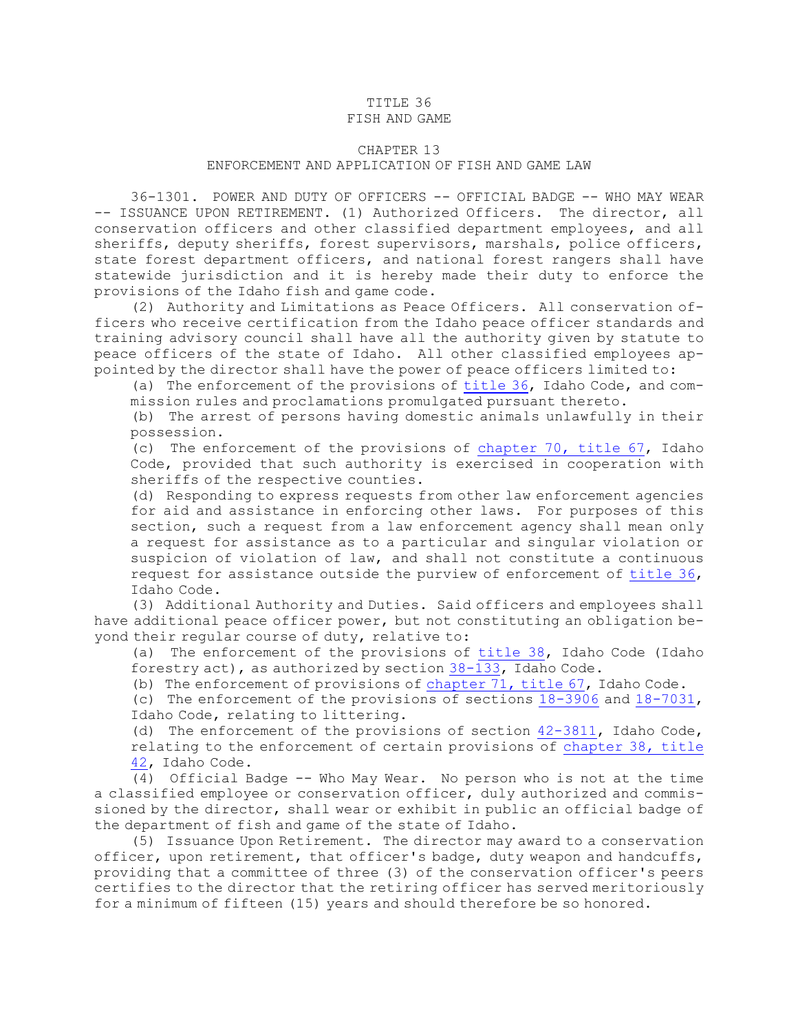# TITLE 36
# FISH AND GAME

## CHAPTER 13
## ENFORCEMENT AND APPLICATION OF FISH AND GAME LAW

36-1301. POWER AND DUTY OF OFFICERS -- OFFICIAL BADGE -- WHO MAY WEAR -- ISSUANCE UPON RETIREMENT. (1) Authorized Officers. The director, all conservation officers and other classified department employees, and all sheriffs, deputy sheriffs, forest supervisors, marshals, police officers, state forest department officers, and national forest rangers shall have statewide jurisdiction and it is hereby made their duty to enforce the provisions of the Idaho fish and game code.

(2) Authority and Limitations as Peace Officers. All conservation officers who receive certification from the Idaho peace officer standards and training advisory council shall have all the authority given by statute to peace officers of the state of Idaho. All other classified employees appointed by the director shall have the power of peace officers limited to:

(a) The enforcement of the provisions of title 36, Idaho Code, and commission rules and proclamations promulgated pursuant thereto.

(b) The arrest of persons having domestic animals unlawfully in their possession.

(c) The enforcement of the provisions of chapter 70, title 67, Idaho Code, provided that such authority is exercised in cooperation with sheriffs of the respective counties.

(d) Responding to express requests from other law enforcement agencies for aid and assistance in enforcing other laws. For purposes of this section, such a request from a law enforcement agency shall mean only a request for assistance as to a particular and singular violation or suspicion of violation of law, and shall not constitute a continuous request for assistance outside the purview of enforcement of title 36, Idaho Code.

(3) Additional Authority and Duties. Said officers and employees shall have additional peace officer power, but not constituting an obligation beyond their regular course of duty, relative to:

(a) The enforcement of the provisions of title 38, Idaho Code (Idaho forestry act), as authorized by section 38-133, Idaho Code.

(b) The enforcement of provisions of chapter 71, title 67, Idaho Code.

(c) The enforcement of the provisions of sections 18-3906 and 18-7031, Idaho Code, relating to littering.

(d) The enforcement of the provisions of section 42-3811, Idaho Code, relating to the enforcement of certain provisions of chapter 38, title 42, Idaho Code.

(4) Official Badge -- Who May Wear. No person who is not at the time a classified employee or conservation officer, duly authorized and commissioned by the director, shall wear or exhibit in public an official badge of the department of fish and game of the state of Idaho.

(5) Issuance Upon Retirement. The director may award to a conservation officer, upon retirement, that officer's badge, duty weapon and handcuffs, providing that a committee of three (3) of the conservation officer's peers certifies to the director that the retiring officer has served meritoriously for a minimum of fifteen (15) years and should therefore be so honored.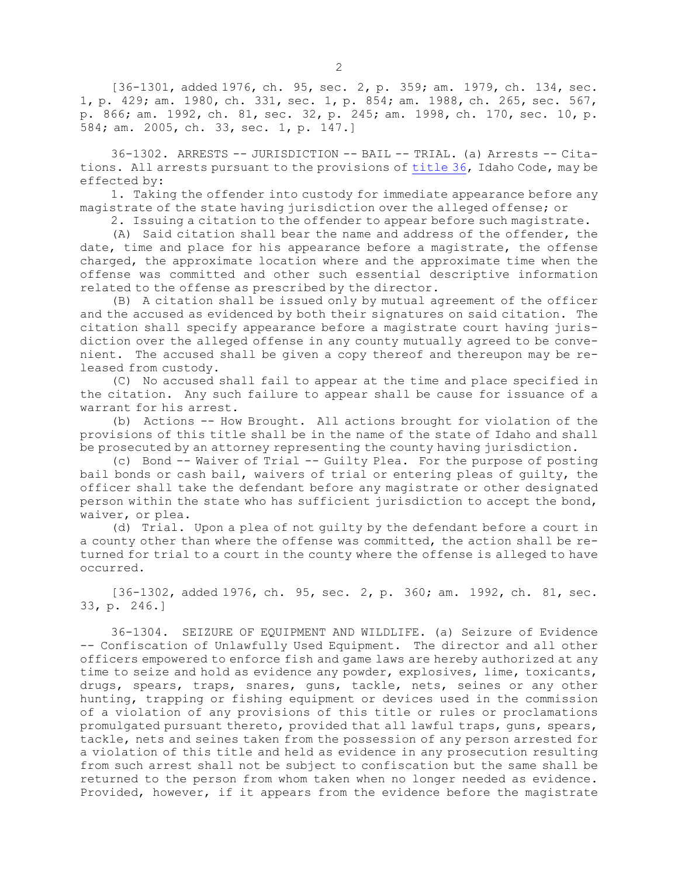[36-1301, added 1976, ch. 95, sec. 2, p. 359; am. 1979, ch. 134, sec. 1, p. 429; am. 1980, ch. 331, sec. 1, p. 854; am. 1988, ch. 265, sec. 567, p. 866; am. 1992, ch. 81, sec. 32, p. 245; am. 1998, ch. 170, sec. 10, p. 584; am. 2005, ch. 33, sec. 1, p. 147.]

36-1302. ARRESTS -- JURISDICTION -- BAIL -- TRIAL. (a) Arrests -- Citations. All arrests pursuant to the provisions of title 36, Idaho Code, may be effected by:

1. Taking the offender into custody for immediate appearance before any magistrate of the state having jurisdiction over the alleged offense; or

2. Issuing a citation to the offender to appear before such magistrate.

(A) Said citation shall bear the name and address of the offender, the date, time and place for his appearance before a magistrate, the offense charged, the approximate location where and the approximate time when the offense was committed and other such essential descriptive information related to the offense as prescribed by the director.

(B) A citation shall be issued only by mutual agreement of the officer and the accused as evidenced by both their signatures on said citation. The citation shall specify appearance before a magistrate court having jurisdiction over the alleged offense in any county mutually agreed to be convenient. The accused shall be given a copy thereof and thereupon may be released from custody.

(C) No accused shall fail to appear at the time and place specified in the citation. Any such failure to appear shall be cause for issuance of a warrant for his arrest.

(b) Actions -- How Brought. All actions brought for violation of the provisions of this title shall be in the name of the state of Idaho and shall be prosecuted by an attorney representing the county having jurisdiction.

(c) Bond -- Waiver of Trial -- Guilty Plea. For the purpose of posting bail bonds or cash bail, waivers of trial or entering pleas of guilty, the officer shall take the defendant before any magistrate or other designated person within the state who has sufficient jurisdiction to accept the bond, waiver, or plea.

(d) Trial. Upon a plea of not guilty by the defendant before a court in a county other than where the offense was committed, the action shall be returned for trial to a court in the county where the offense is alleged to have occurred.

[36-1302, added 1976, ch. 95, sec. 2, p. 360; am. 1992, ch. 81, sec. 33, p. 246.]

36-1304. SEIZURE OF EQUIPMENT AND WILDLIFE. (a) Seizure of Evidence -- Confiscation of Unlawfully Used Equipment. The director and all other officers empowered to enforce fish and game laws are hereby authorized at any time to seize and hold as evidence any powder, explosives, lime, toxicants, drugs, spears, traps, snares, guns, tackle, nets, seines or any other hunting, trapping or fishing equipment or devices used in the commission of a violation of any provisions of this title or rules or proclamations promulgated pursuant thereto, provided that all lawful traps, guns, spears, tackle, nets and seines taken from the possession of any person arrested for a violation of this title and held as evidence in any prosecution resulting from such arrest shall not be subject to confiscation but the same shall be returned to the person from whom taken when no longer needed as evidence. Provided, however, if it appears from the evidence before the magistrate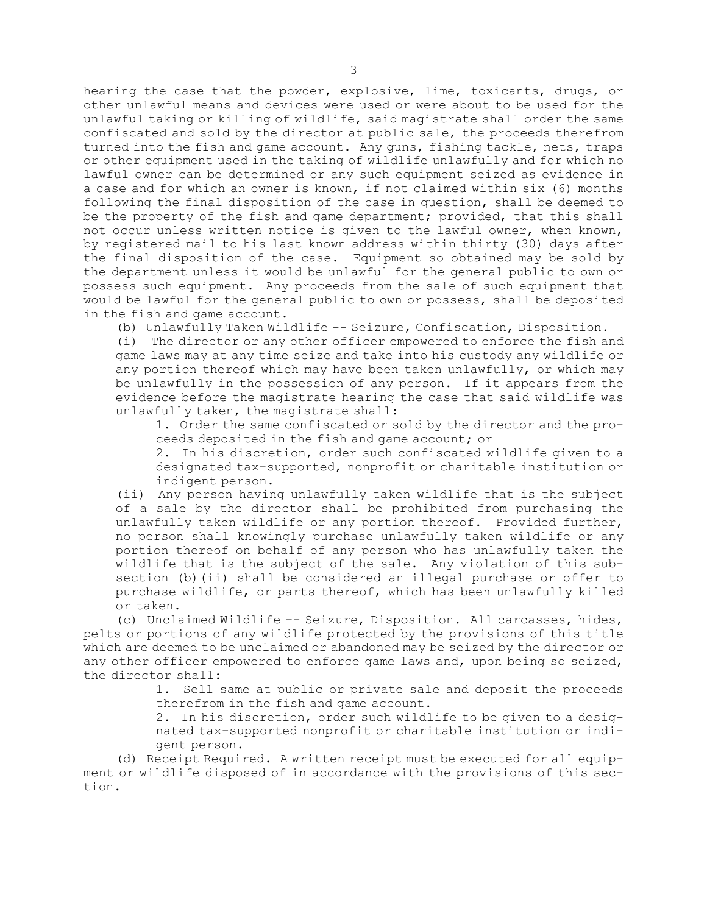hearing the case that the powder, explosive, lime, toxicants, drugs, or other unlawful means and devices were used or were about to be used for the unlawful taking or killing of wildlife, said magistrate shall order the same confiscated and sold by the director at public sale, the proceeds therefrom turned into the fish and game account. Any guns, fishing tackle, nets, traps or other equipment used in the taking of wildlife unlawfully and for which no lawful owner can be determined or any such equipment seized as evidence in a case and for which an owner is known, if not claimed within six (6) months following the final disposition of the case in question, shall be deemed to be the property of the fish and game department; provided, that this shall not occur unless written notice is given to the lawful owner, when known, by registered mail to his last known address within thirty (30) days after the final disposition of the case. Equipment so obtained may be sold by the department unless it would be unlawful for the general public to own or possess such equipment. Any proceeds from the sale of such equipment that would be lawful for the general public to own or possess, shall be deposited in the fish and game account.

(b) Unlawfully Taken Wildlife -- Seizure, Confiscation, Disposition.

(i) The director or any other officer empowered to enforce the fish and game laws may at any time seize and take into his custody any wildlife or any portion thereof which may have been taken unlawfully, or which may be unlawfully in the possession of any person. If it appears from the evidence before the magistrate hearing the case that said wildlife was unlawfully taken, the magistrate shall:

1. Order the same confiscated or sold by the director and the proceeds deposited in the fish and game account; or

2. In his discretion, order such confiscated wildlife given to a designated tax-supported, nonprofit or charitable institution or indigent person.

(ii) Any person having unlawfully taken wildlife that is the subject of a sale by the director shall be prohibited from purchasing the unlawfully taken wildlife or any portion thereof. Provided further, no person shall knowingly purchase unlawfully taken wildlife or any portion thereof on behalf of any person who has unlawfully taken the wildlife that is the subject of the sale. Any violation of this subsection (b)(ii) shall be considered an illegal purchase or offer to purchase wildlife, or parts thereof, which has been unlawfully killed or taken.

(c) Unclaimed Wildlife -- Seizure, Disposition. All carcasses, hides, pelts or portions of any wildlife protected by the provisions of this title which are deemed to be unclaimed or abandoned may be seized by the director or any other officer empowered to enforce game laws and, upon being so seized, the director shall:

1. Sell same at public or private sale and deposit the proceeds therefrom in the fish and game account.

2. In his discretion, order such wildlife to be given to a designated tax-supported nonprofit or charitable institution or indigent person.

(d) Receipt Required. A written receipt must be executed for all equipment or wildlife disposed of in accordance with the provisions of this section.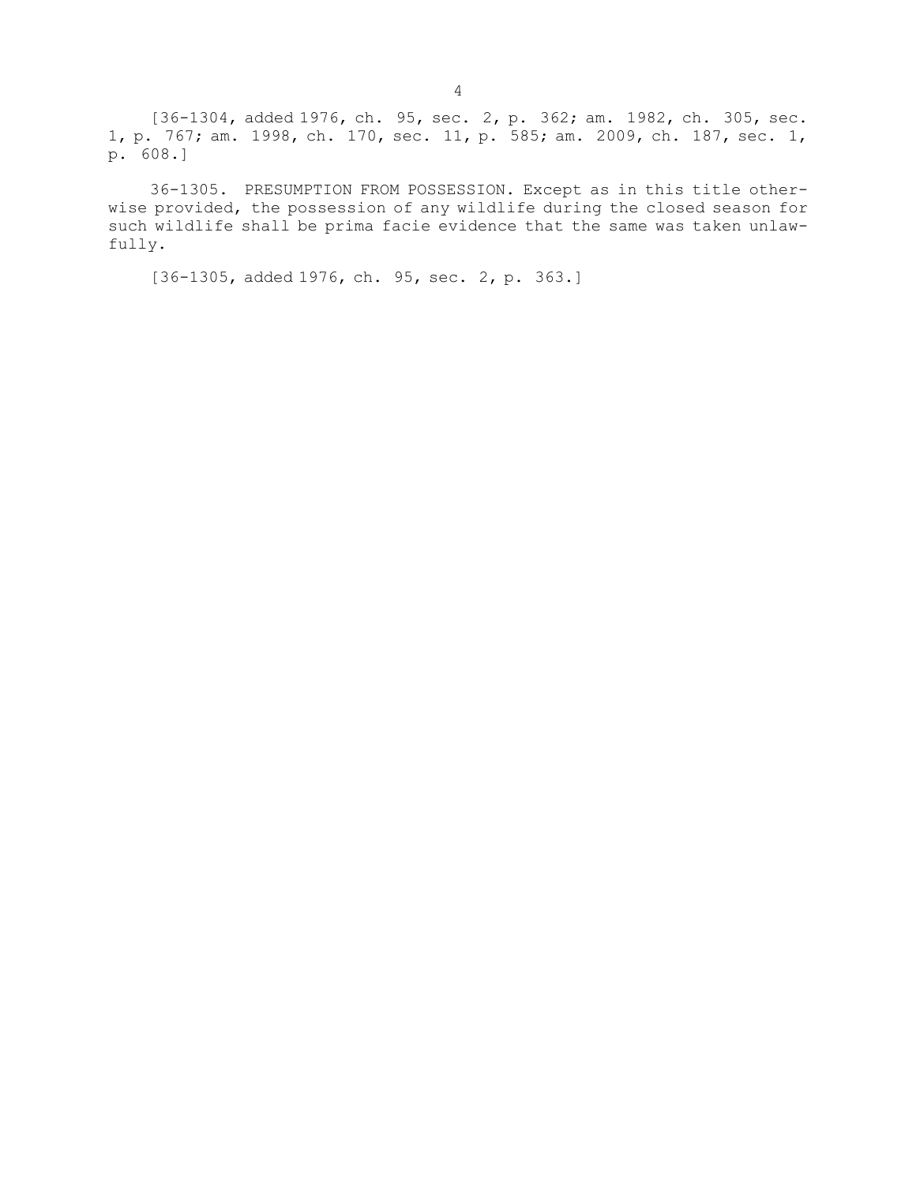[36-1304, added 1976, ch. 95, sec. 2, p. 362; am. 1982, ch. 305, sec. 1, p. 767; am. 1998, ch. 170, sec. 11, p. 585; am. 2009, ch. 187, sec. 1, p. 608.]

36-1305. PRESUMPTION FROM POSSESSION. Except as in this title otherwise provided, the possession of any wildlife during the closed season for such wildlife shall be prima facie evidence that the same was taken unlawfully.

[36-1305, added 1976, ch. 95, sec. 2, p. 363.]